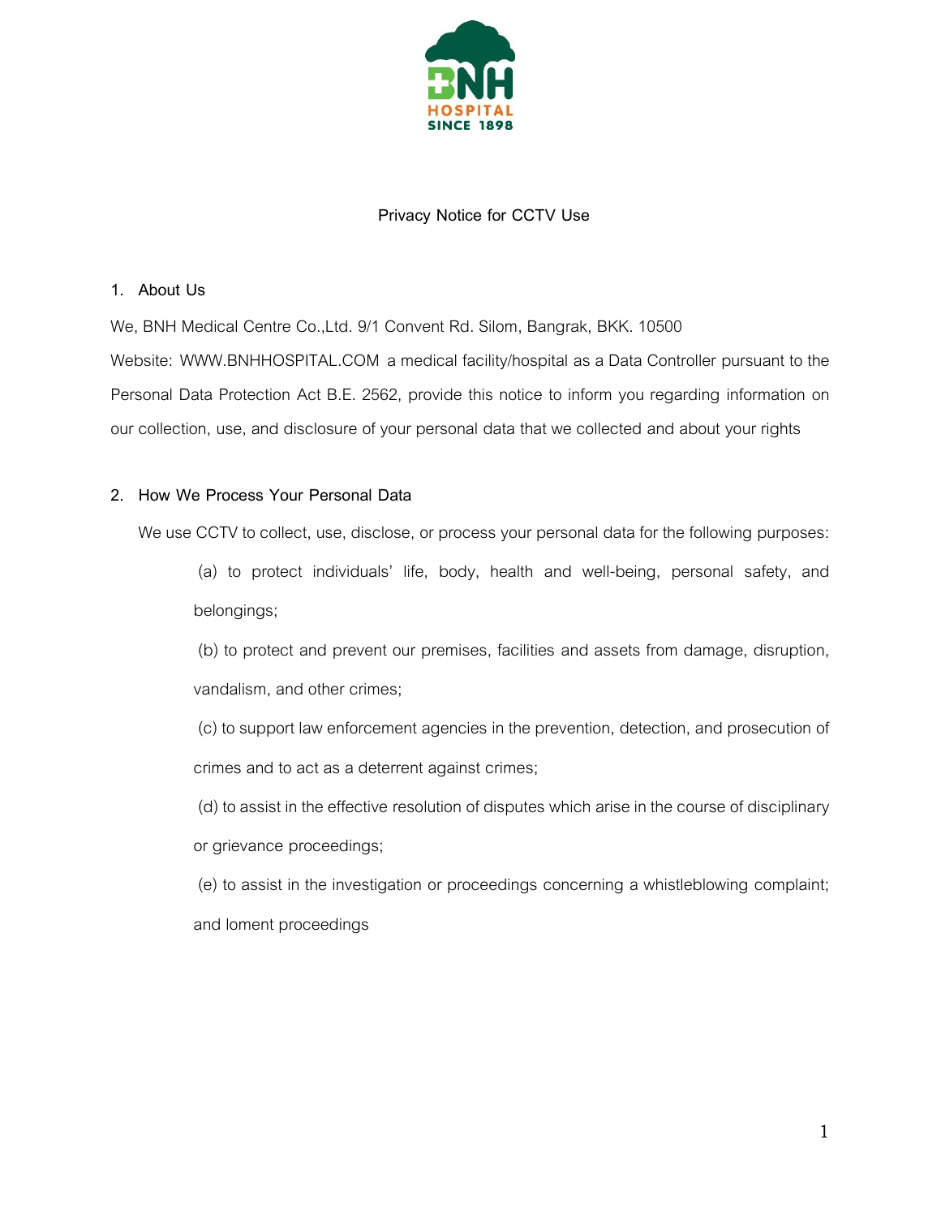# Privacy Notice for CCTV Use

## 1. About Us

We, BNH Medical Centre Co.,Ltd. 9/1 Convent Rd. Silom, Bangrak, BKK. 10500
Website: WWW.BNHHOSPITAL.COM a medical facility/hospital as a Data Controller pursuant to the Personal Data Protection Act B.E. 2562, provide this notice to inform you regarding information on our collection, use, and disclosure of your personal data that we collected and about your rights

## 2. How We Process Your Personal Data

We use CCTV to collect, use, disclose, or process your personal data for the following purposes:

(a) to protect individuals' life, body, health and well-being, personal safety, and belongings;

(b) to protect and prevent our premises, facilities and assets from damage, disruption, vandalism, and other crimes;

(c) to support law enforcement agencies in the prevention, detection, and prosecution of crimes and to act as a deterrent against crimes;

(d) to assist in the effective resolution of disputes which arise in the course of disciplinary or grievance proceedings;

(e) to assist in the investigation or proceedings concerning a whistleblowing complaint; and loment proceedings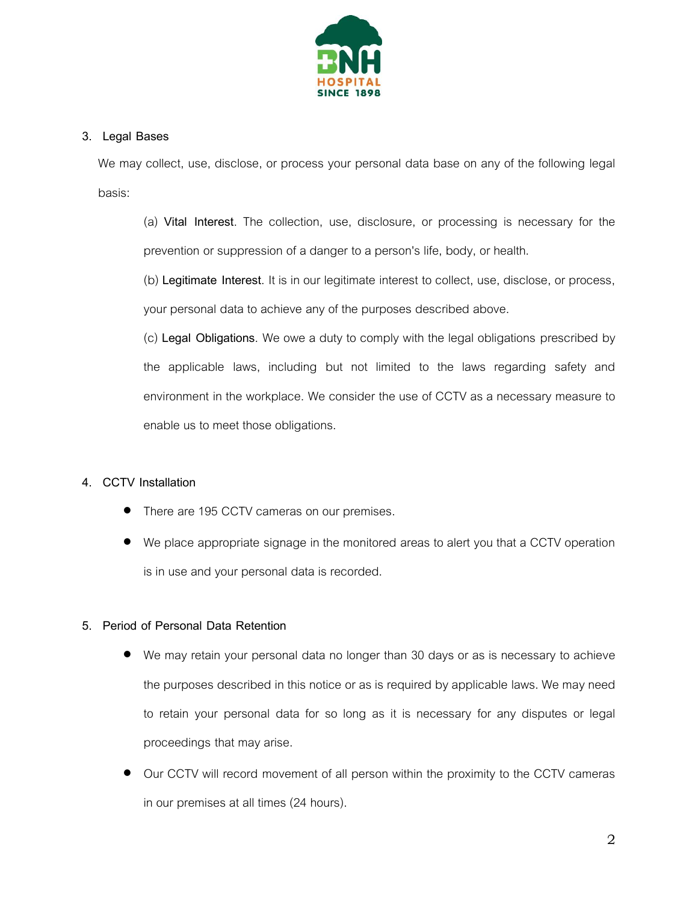3. **Legal Bases**

We may collect, use, disclose, or process your personal data base on any of the following legal basis:

(a) **Vital Interest**. The collection, use, disclosure, or processing is necessary for the prevention or suppression of a danger to a person's life, body, or health.

(b) **Legitimate Interest**. It is in our legitimate interest to collect, use, disclose, or process, your personal data to achieve any of the purposes described above.

(c) **Legal Obligations**. We owe a duty to comply with the legal obligations prescribed by the applicable laws, including but not limited to the laws regarding safety and environment in the workplace. We consider the use of CCTV as a necessary measure to enable us to meet those obligations.

4. **CCTV Installation**

- There are 195 CCTV cameras on our premises.
- We place appropriate signage in the monitored areas to alert you that a CCTV operation is in use and your personal data is recorded.

5. **Period of Personal Data Retention**

- We may retain your personal data no longer than 30 days or as is necessary to achieve the purposes described in this notice or as is required by applicable laws. We may need to retain your personal data for so long as it is necessary for any disputes or legal proceedings that may arise.
- Our CCTV will record movement of all person within the proximity to the CCTV cameras in our premises at all times (24 hours).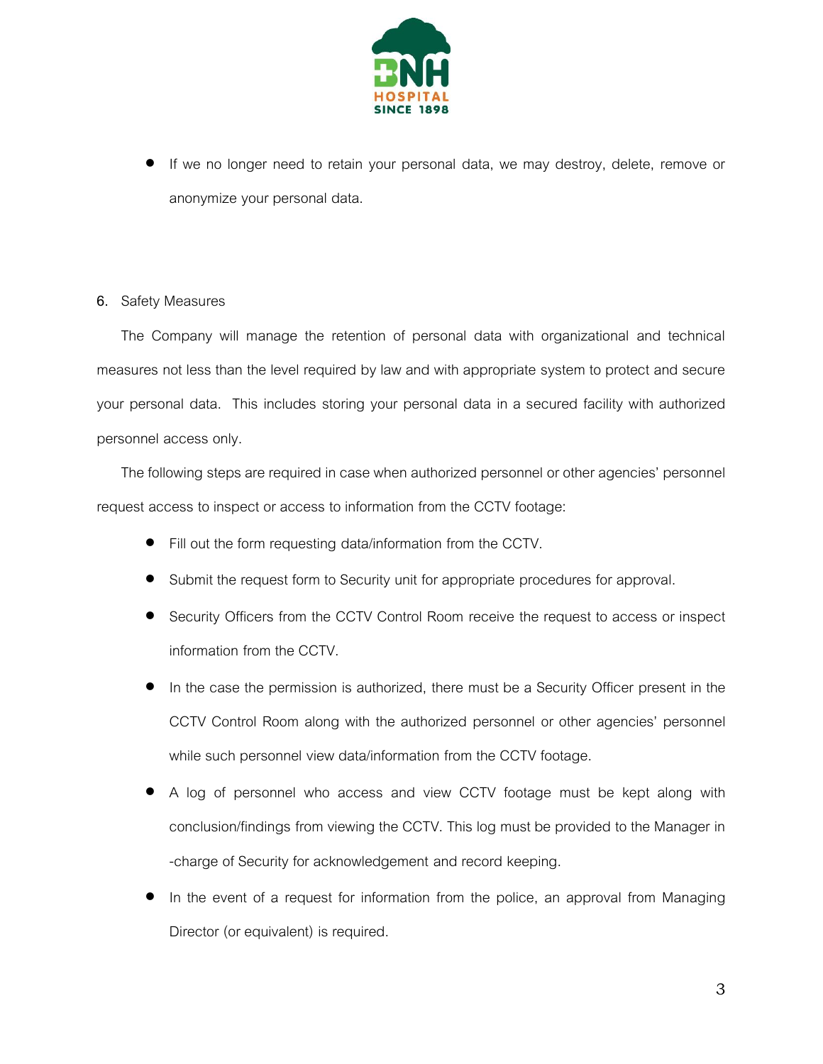- If we no longer need to retain your personal data, we may destroy, delete, remove or anonymize your personal data.

6. Safety Measures

The Company will manage the retention of personal data with organizational and technical measures not less than the level required by law and with appropriate system to protect and secure your personal data. This includes storing your personal data in a secured facility with authorized personnel access only.

The following steps are required in case when authorized personnel or other agencies' personnel request access to inspect or access to information from the CCTV footage:

- Fill out the form requesting data/information from the CCTV.
- Submit the request form to Security unit for appropriate procedures for approval.
- Security Officers from the CCTV Control Room receive the request to access or inspect information from the CCTV.
- In the case the permission is authorized, there must be a Security Officer present in the CCTV Control Room along with the authorized personnel or other agencies' personnel while such personnel view data/information from the CCTV footage.
- A log of personnel who access and view CCTV footage must be kept along with conclusion/findings from viewing the CCTV. This log must be provided to the Manager in -charge of Security for acknowledgement and record keeping.
- In the event of a request for information from the police, an approval from Managing Director (or equivalent) is required.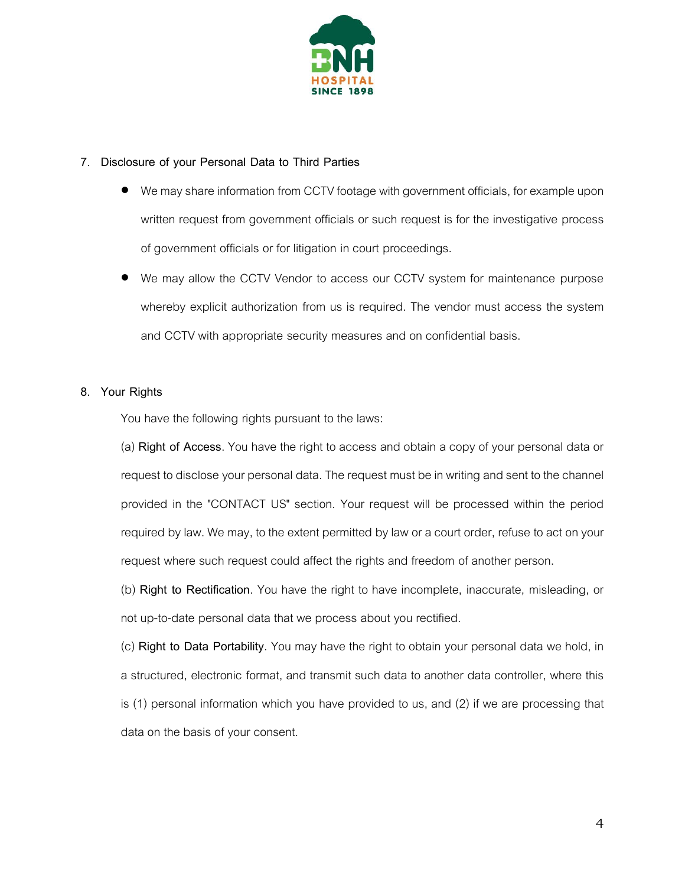## 7. Disclosure of your Personal Data to Third Parties

- We may share information from CCTV footage with government officials, for example upon written request from government officials or such request is for the investigative process of government officials or for litigation in court proceedings.
- We may allow the CCTV Vendor to access our CCTV system for maintenance purpose whereby explicit authorization from us is required. The vendor must access the system and CCTV with appropriate security measures and on confidential basis.

## 8. Your Rights

You have the following rights pursuant to the laws:

(a) **Right of Access**. You have the right to access and obtain a copy of your personal data or request to disclose your personal data. The request must be in writing and sent to the channel provided in the "CONTACT US" section. Your request will be processed within the period required by law. We may, to the extent permitted by law or a court order, refuse to act on your request where such request could affect the rights and freedom of another person.

(b) **Right to Rectification**. You have the right to have incomplete, inaccurate, misleading, or not up-to-date personal data that we process about you rectified.

(c) **Right to Data Portability**. You may have the right to obtain your personal data we hold, in a structured, electronic format, and transmit such data to another data controller, where this is (1) personal information which you have provided to us, and (2) if we are processing that data on the basis of your consent.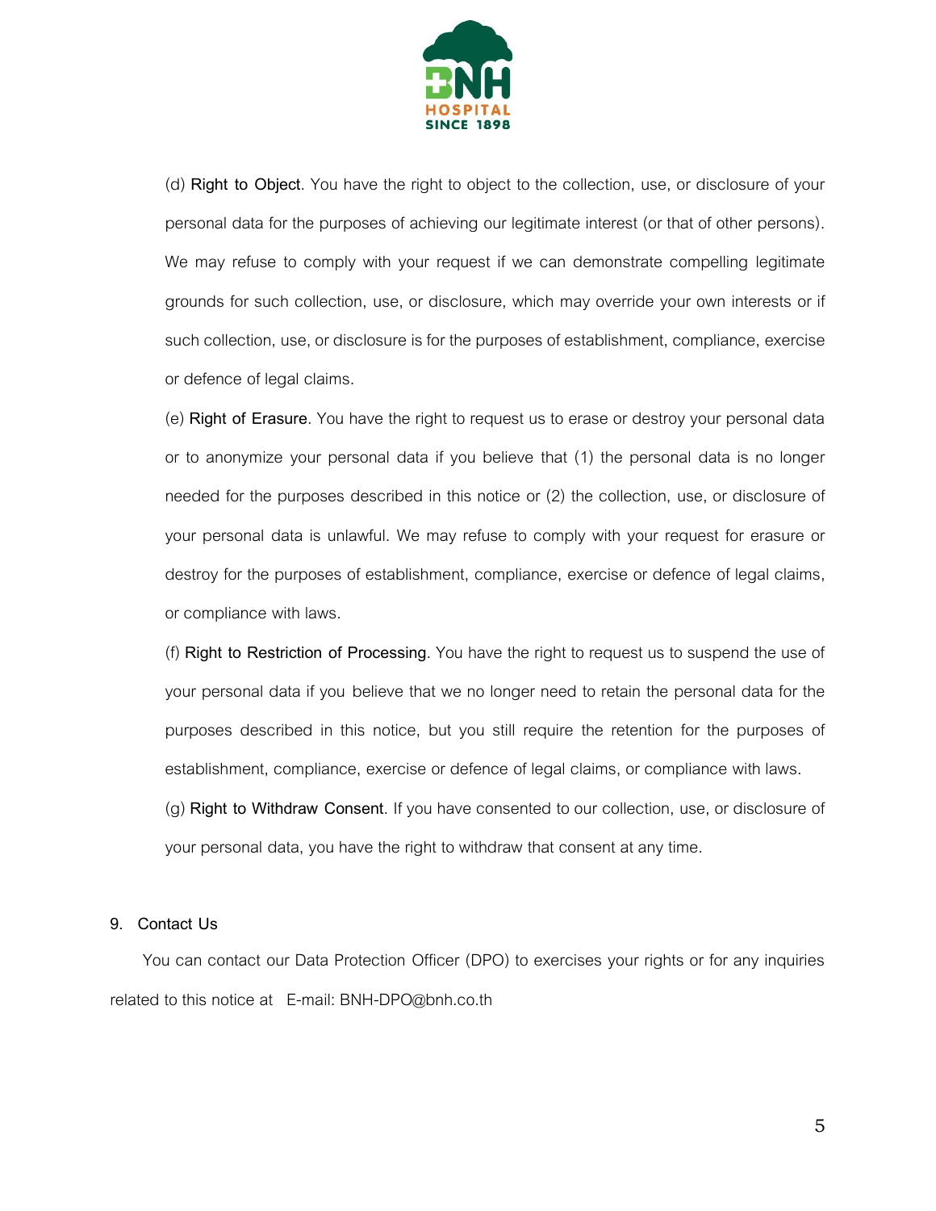(d) **Right to Object**. You have the right to object to the collection, use, or disclosure of your personal data for the purposes of achieving our legitimate interest (or that of other persons). We may refuse to comply with your request if we can demonstrate compelling legitimate grounds for such collection, use, or disclosure, which may override your own interests or if such collection, use, or disclosure is for the purposes of establishment, compliance, exercise or defence of legal claims.

(e) **Right of Erasure**. You have the right to request us to erase or destroy your personal data or to anonymize your personal data if you believe that (1) the personal data is no longer needed for the purposes described in this notice or (2) the collection, use, or disclosure of your personal data is unlawful. We may refuse to comply with your request for erasure or destroy for the purposes of establishment, compliance, exercise or defence of legal claims, or compliance with laws.

(f) **Right to Restriction of Processing**. You have the right to request us to suspend the use of your personal data if you believe that we no longer need to retain the personal data for the purposes described in this notice, but you still require the retention for the purposes of establishment, compliance, exercise or defence of legal claims, or compliance with laws.

(g) **Right to Withdraw Consent**. If you have consented to our collection, use, or disclosure of your personal data, you have the right to withdraw that consent at any time.

## 9. Contact Us

You can contact our Data Protection Officer (DPO) to exercises your rights or for any inquiries related to this notice at E-mail: BNH-DPO@bnh.co.th